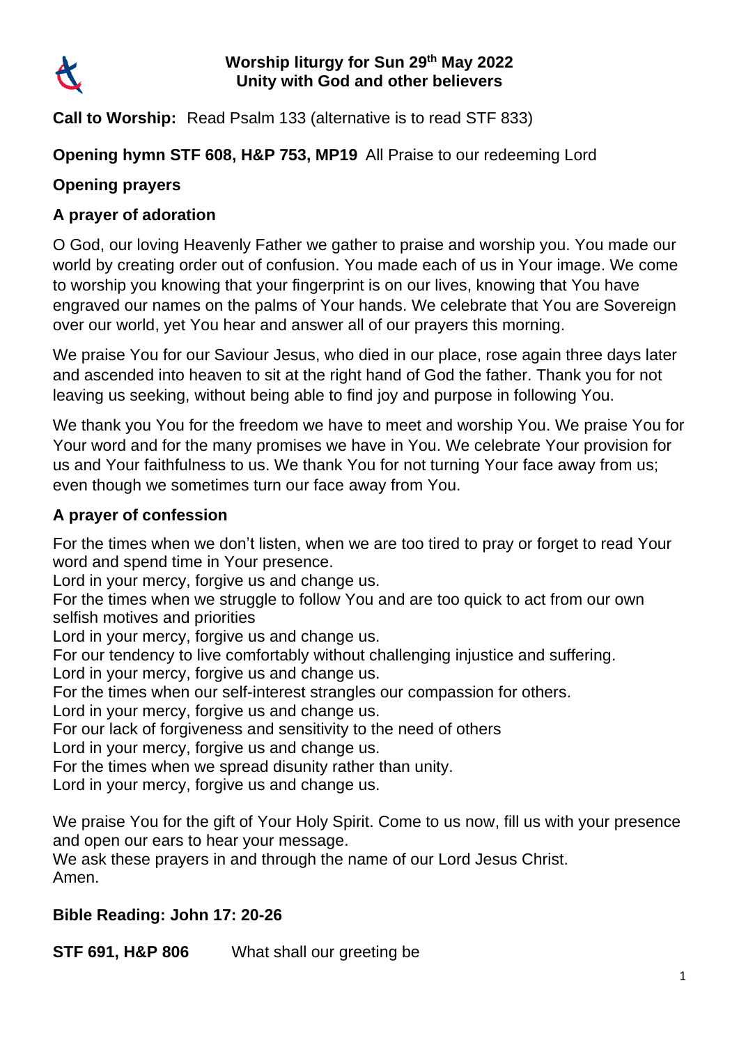# Worship liturgy for Sun 29th May 2022
## Unity with God and other believers

**Call to Worship:** Read Psalm 133 (alternative is to read STF 833)

**Opening hymn STF 608, H&P 753, MP19** All Praise to our redeeming Lord

**Opening prayers**

**A prayer of adoration**

O God, our loving Heavenly Father we gather to praise and worship you. You made our world by creating order out of confusion. You made each of us in Your image. We come to worship you knowing that your fingerprint is on our lives, knowing that You have engraved our names on the palms of Your hands. We celebrate that You are Sovereign over our world, yet You hear and answer all of our prayers this morning.

We praise You for our Saviour Jesus, who died in our place, rose again three days later and ascended into heaven to sit at the right hand of God the father. Thank you for not leaving us seeking, without being able to find joy and purpose in following You.

We thank you You for the freedom we have to meet and worship You. We praise You for Your word and for the many promises we have in You. We celebrate Your provision for us and Your faithfulness to us. We thank You for not turning Your face away from us; even though we sometimes turn our face away from You.

**A prayer of confession**

For the times when we don't listen, when we are too tired to pray or forget to read Your word and spend time in Your presence.
Lord in your mercy, forgive us and change us.
For the times when we struggle to follow You and are too quick to act from our own selfish motives and priorities
Lord in your mercy, forgive us and change us.
For our tendency to live comfortably without challenging injustice and suffering.
Lord in your mercy, forgive us and change us.
For the times when our self-interest strangles our compassion for others.
Lord in your mercy, forgive us and change us.
For our lack of forgiveness and sensitivity to the need of others
Lord in your mercy, forgive us and change us.
For the times when we spread disunity rather than unity.
Lord in your mercy, forgive us and change us.

We praise You for the gift of Your Holy Spirit. Come to us now, fill us with your presence and open our ears to hear your message.
We ask these prayers in and through the name of our Lord Jesus Christ.
Amen.

**Bible Reading: John 17: 20-26**

**STF 691, H&P 806** What shall our greeting be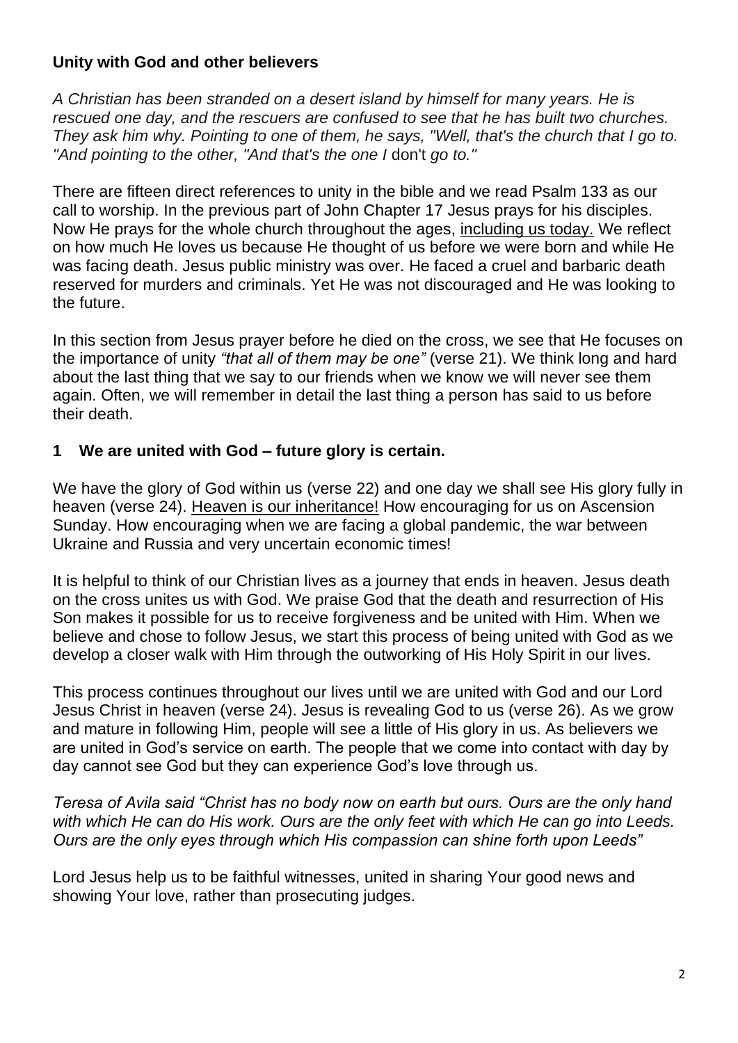**Unity with God and other believers**

*A Christian has been stranded on a desert island by himself for many years. He is rescued one day, and the rescuers are confused to see that he has built two churches. They ask him why. Pointing to one of them, he says, "Well, that's the church that I go to. "And pointing to the other, "And that's the one I* don't *go to."*

There are fifteen direct references to unity in the bible and we read Psalm 133 as our call to worship. In the previous part of John Chapter 17 Jesus prays for his disciples. Now He prays for the whole church throughout the ages, <u>including us today.</u> We reflect on how much He loves us because He thought of us before we were born and while He was facing death. Jesus public ministry was over. He faced a cruel and barbaric death reserved for murders and criminals. Yet He was not discouraged and He was looking to the future.

In this section from Jesus prayer before he died on the cross, we see that He focuses on the importance of unity *"that all of them may be one"* (verse 21). We think long and hard about the last thing that we say to our friends when we know we will never see them again. Often, we will remember in detail the last thing a person has said to us before their death.

**1 We are united with God – future glory is certain.**

We have the glory of God within us (verse 22) and one day we shall see His glory fully in heaven (verse 24). <u>Heaven is our inheritance!</u> How encouraging for us on Ascension Sunday. How encouraging when we are facing a global pandemic, the war between Ukraine and Russia and very uncertain economic times!

It is helpful to think of our Christian lives as a journey that ends in heaven. Jesus death on the cross unites us with God. We praise God that the death and resurrection of His Son makes it possible for us to receive forgiveness and be united with Him. When we believe and chose to follow Jesus, we start this process of being united with God as we develop a closer walk with Him through the outworking of His Holy Spirit in our lives.

This process continues throughout our lives until we are united with God and our Lord Jesus Christ in heaven (verse 24). Jesus is revealing God to us (verse 26). As we grow and mature in following Him, people will see a little of His glory in us. As believers we are united in God's service on earth. The people that we come into contact with day by day cannot see God but they can experience God's love through us.

*Teresa of Avila said "Christ has no body now on earth but ours. Ours are the only hand with which He can do His work. Ours are the only feet with which He can go into Leeds. Ours are the only eyes through which His compassion can shine forth upon Leeds"*

Lord Jesus help us to be faithful witnesses, united in sharing Your good news and showing Your love, rather than prosecuting judges.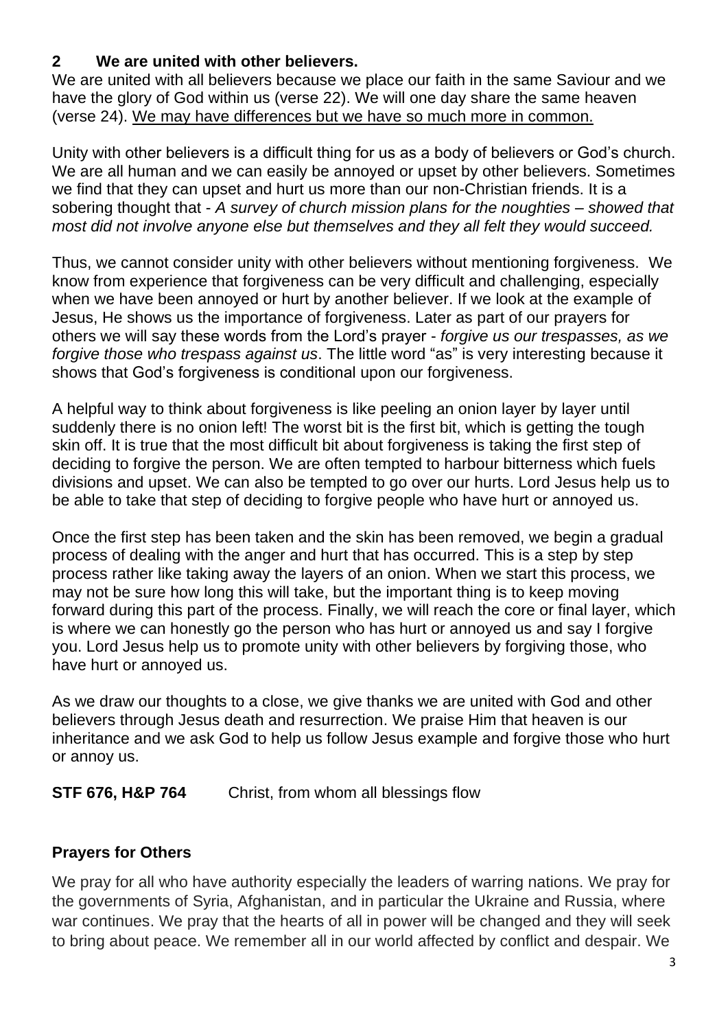## 2 We are united with other believers.

We are united with all believers because we place our faith in the same Saviour and we have the glory of God within us (verse 22). We will one day share the same heaven (verse 24). <u>We may have differences but we have so much more in common.</u>

Unity with other believers is a difficult thing for us as a body of believers or God's church. We are all human and we can easily be annoyed or upset by other believers. Sometimes we find that they can upset and hurt us more than our non-Christian friends. It is a sobering thought that - *A survey of church mission plans for the noughties – showed that most did not involve anyone else but themselves and they all felt they would succeed.*

Thus, we cannot consider unity with other believers without mentioning forgiveness. We know from experience that forgiveness can be very difficult and challenging, especially when we have been annoyed or hurt by another believer. If we look at the example of Jesus, He shows us the importance of forgiveness. Later as part of our prayers for others we will say these words from the Lord's prayer - *forgive us our trespasses, as we forgive those who trespass against us*. The little word "as" is very interesting because it shows that God's forgiveness is conditional upon our forgiveness.

A helpful way to think about forgiveness is like peeling an onion layer by layer until suddenly there is no onion left! The worst bit is the first bit, which is getting the tough skin off. It is true that the most difficult bit about forgiveness is taking the first step of deciding to forgive the person. We are often tempted to harbour bitterness which fuels divisions and upset. We can also be tempted to go over our hurts. Lord Jesus help us to be able to take that step of deciding to forgive people who have hurt or annoyed us.

Once the first step has been taken and the skin has been removed, we begin a gradual process of dealing with the anger and hurt that has occurred. This is a step by step process rather like taking away the layers of an onion. When we start this process, we may not be sure how long this will take, but the important thing is to keep moving forward during this part of the process. Finally, we will reach the core or final layer, which is where we can honestly go the person who has hurt or annoyed us and say I forgive you. Lord Jesus help us to promote unity with other believers by forgiving those, who have hurt or annoyed us.

As we draw our thoughts to a close, we give thanks we are united with God and other believers through Jesus death and resurrection. We praise Him that heaven is our inheritance and we ask God to help us follow Jesus example and forgive those who hurt or annoy us.

**STF 676, H&P 764** Christ, from whom all blessings flow

### Prayers for Others

We pray for all who have authority especially the leaders of warring nations. We pray for the governments of Syria, Afghanistan, and in particular the Ukraine and Russia, where war continues. We pray that the hearts of all in power will be changed and they will seek to bring about peace. We remember all in our world affected by conflict and despair. We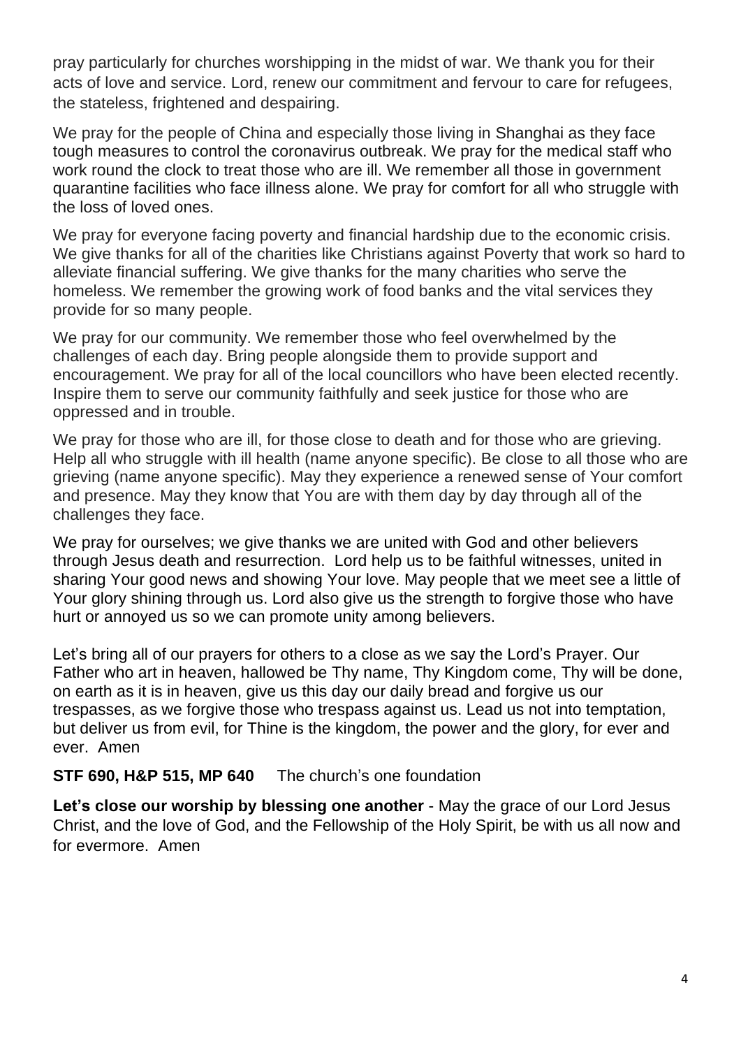pray particularly for churches worshipping in the midst of war. We thank you for their acts of love and service. Lord, renew our commitment and fervour to care for refugees, the stateless, frightened and despairing.

We pray for the people of China and especially those living in Shanghai as they face tough measures to control the coronavirus outbreak. We pray for the medical staff who work round the clock to treat those who are ill. We remember all those in government quarantine facilities who face illness alone. We pray for comfort for all who struggle with the loss of loved ones.

We pray for everyone facing poverty and financial hardship due to the economic crisis. We give thanks for all of the charities like Christians against Poverty that work so hard to alleviate financial suffering. We give thanks for the many charities who serve the homeless. We remember the growing work of food banks and the vital services they provide for so many people.

We pray for our community. We remember those who feel overwhelmed by the challenges of each day. Bring people alongside them to provide support and encouragement. We pray for all of the local councillors who have been elected recently. Inspire them to serve our community faithfully and seek justice for those who are oppressed and in trouble.

We pray for those who are ill, for those close to death and for those who are grieving. Help all who struggle with ill health (name anyone specific). Be close to all those who are grieving (name anyone specific). May they experience a renewed sense of Your comfort and presence. May they know that You are with them day by day through all of the challenges they face.

We pray for ourselves; we give thanks we are united with God and other believers through Jesus death and resurrection. Lord help us to be faithful witnesses, united in sharing Your good news and showing Your love. May people that we meet see a little of Your glory shining through us. Lord also give us the strength to forgive those who have hurt or annoyed us so we can promote unity among believers.

Let's bring all of our prayers for others to a close as we say the Lord's Prayer. Our Father who art in heaven, hallowed be Thy name, Thy Kingdom come, Thy will be done, on earth as it is in heaven, give us this day our daily bread and forgive us our trespasses, as we forgive those who trespass against us. Lead us not into temptation, but deliver us from evil, for Thine is the kingdom, the power and the glory, for ever and ever. Amen

**STF 690, H&P 515, MP 640** The church's one foundation

**Let's close our worship by blessing one another** - May the grace of our Lord Jesus Christ, and the love of God, and the Fellowship of the Holy Spirit, be with us all now and for evermore. Amen